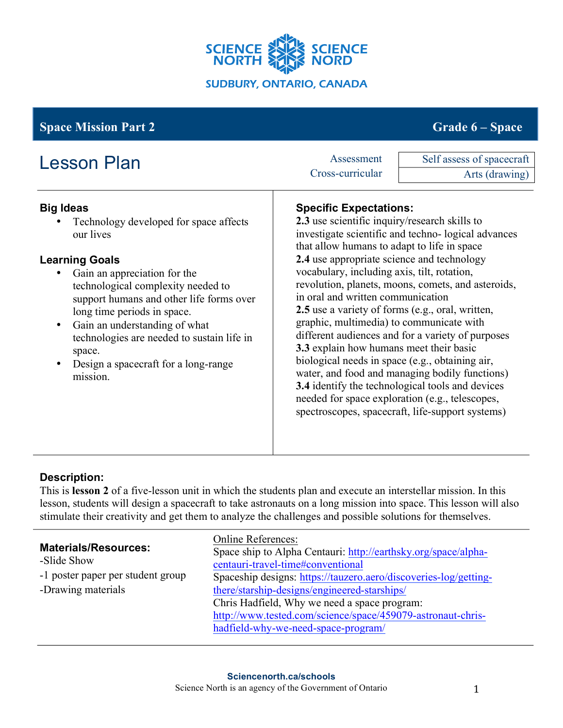SCIENCE NORTH SCIENCE NORD

SUDBURY, ONTARIO, CANADA

**Space Mission Part 2** — **Grade 6 – Space**

# Lesson Plan

| Assessment | Self assess of spacecraft |
|---|---|
| Cross-curricular | Arts (drawing) |

### Big Ideas

- Technology developed for space affects our lives

### Learning Goals

- Gain an appreciation for the technological complexity needed to support humans and other life forms over long time periods in space.
- Gain an understanding of what technologies are needed to sustain life in space.
- Design a spacecraft for a long-range mission.

### Specific Expectations:

**2.3** use scientific inquiry/research skills to investigate scientific and techno- logical advances that allow humans to adapt to life in space
**2.4** use appropriate science and technology vocabulary, including axis, tilt, rotation, revolution, planets, moons, comets, and asteroids, in oral and written communication
**2.5** use a variety of forms (e.g., oral, written, graphic, multimedia) to communicate with different audiences and for a variety of purposes
**3.3** explain how humans meet their basic biological needs in space (e.g., obtaining air, water, and food and managing bodily functions)
**3.4** identify the technological tools and devices needed for space exploration (e.g., telescopes, spectroscopes, spacecraft, life-support systems)

### Description:

This is **lesson 2** of a five-lesson unit in which the students plan and execute an interstellar mission. In this lesson, students will design a spacecraft to take astronauts on a long mission into space. This lesson will also stimulate their creativity and get them to analyze the challenges and possible solutions for themselves.

### Materials/Resources:

-Slide Show
-1 poster paper per student group
-Drawing materials

Online References:
Space ship to Alpha Centauri: http://earthsky.org/space/alpha-centauri-travel-time#conventional
Spaceship designs: https://tauzero.aero/discoveries-log/getting-there/starship-designs/engineered-starships/
Chris Hadfield, Why we need a space program: http://www.tested.com/science/space/459079-astronaut-chris-hadfield-why-we-need-space-program/

Sciencenorth.ca/schools
Science North is an agency of the Government of Ontario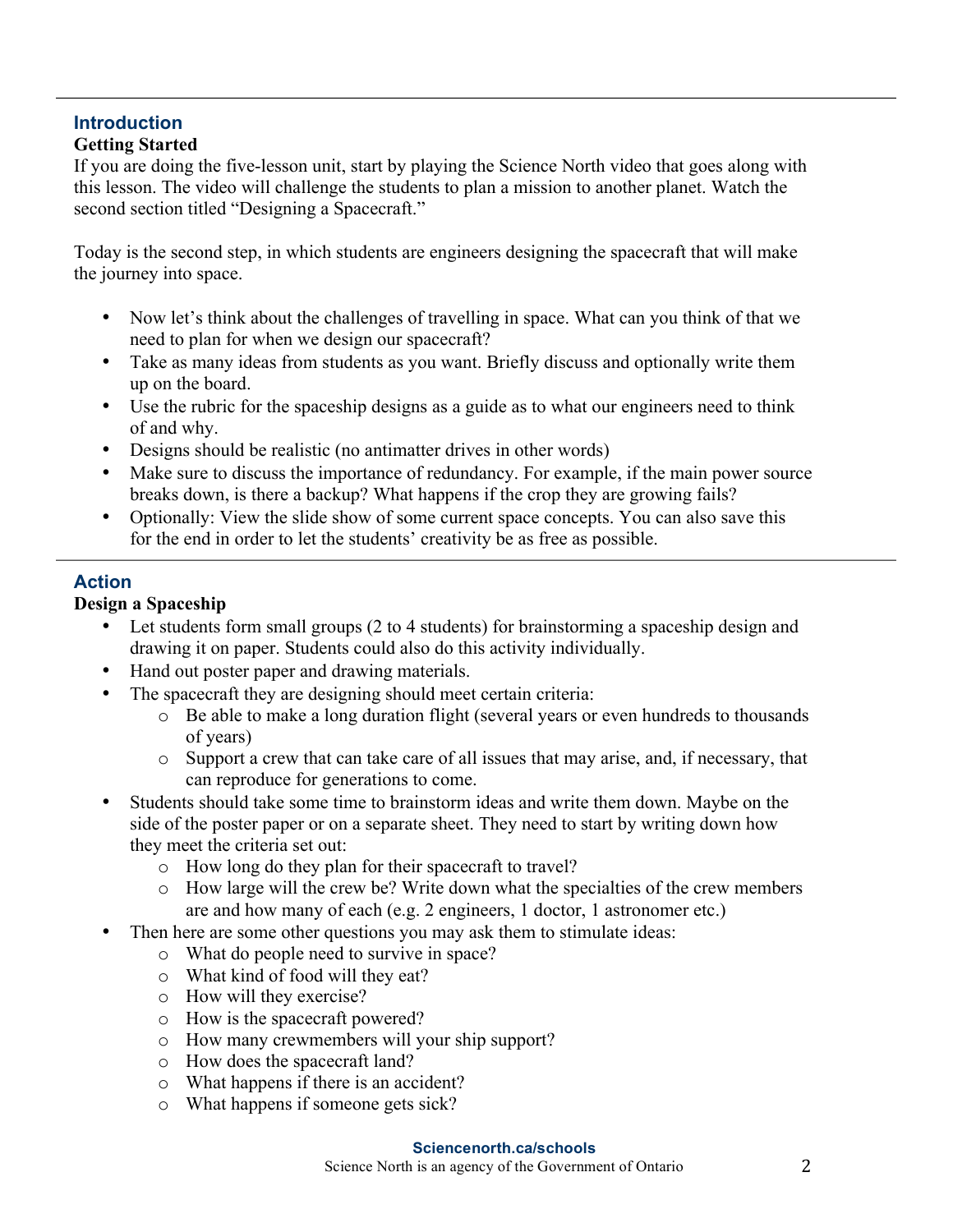## Introduction

### Getting Started

If you are doing the five-lesson unit, start by playing the Science North video that goes along with this lesson. The video will challenge the students to plan a mission to another planet. Watch the second section titled "Designing a Spacecraft."

Today is the second step, in which students are engineers designing the spacecraft that will make the journey into space.

- Now let's think about the challenges of travelling in space. What can you think of that we need to plan for when we design our spacecraft?
- Take as many ideas from students as you want. Briefly discuss and optionally write them up on the board.
- Use the rubric for the spaceship designs as a guide as to what our engineers need to think of and why.
- Designs should be realistic (no antimatter drives in other words)
- Make sure to discuss the importance of redundancy. For example, if the main power source breaks down, is there a backup? What happens if the crop they are growing fails?
- Optionally: View the slide show of some current space concepts. You can also save this for the end in order to let the students' creativity be as free as possible.

## Action

### Design a Spaceship

- Let students form small groups (2 to 4 students) for brainstorming a spaceship design and drawing it on paper. Students could also do this activity individually.
- Hand out poster paper and drawing materials.
- The spacecraft they are designing should meet certain criteria:
  - Be able to make a long duration flight (several years or even hundreds to thousands of years)
  - Support a crew that can take care of all issues that may arise, and, if necessary, that can reproduce for generations to come.
- Students should take some time to brainstorm ideas and write them down. Maybe on the side of the poster paper or on a separate sheet. They need to start by writing down how they meet the criteria set out:
  - How long do they plan for their spacecraft to travel?
  - How large will the crew be? Write down what the specialties of the crew members are and how many of each (e.g. 2 engineers, 1 doctor, 1 astronomer etc.)
- Then here are some other questions you may ask them to stimulate ideas:
  - What do people need to survive in space?
  - What kind of food will they eat?
  - How will they exercise?
  - How is the spacecraft powered?
  - How many crewmembers will your ship support?
  - How does the spacecraft land?
  - What happens if there is an accident?
  - What happens if someone gets sick?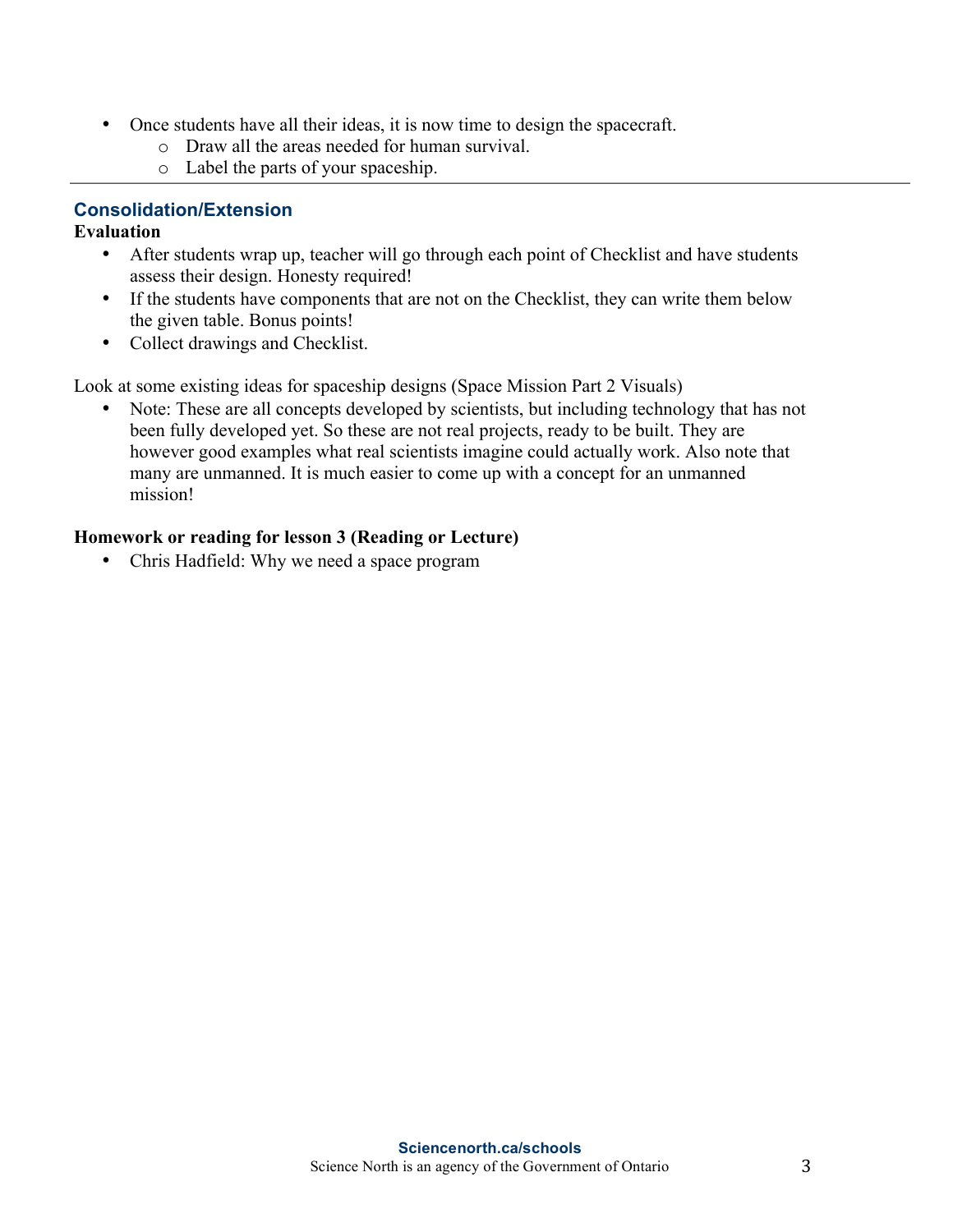- Once students have all their ideas, it is now time to design the spacecraft.
    - Draw all the areas needed for human survival.
    - Label the parts of your spaceship.

---

## Consolidation/Extension

**Evaluation**

- After students wrap up, teacher will go through each point of Checklist and have students assess their design. Honesty required!
- If the students have components that are not on the Checklist, they can write them below the given table. Bonus points!
- Collect drawings and Checklist.

Look at some existing ideas for spaceship designs (Space Mission Part 2 Visuals)

- Note: These are all concepts developed by scientists, but including technology that has not been fully developed yet. So these are not real projects, ready to be built. They are however good examples what real scientists imagine could actually work. Also note that many are unmanned. It is much easier to come up with a concept for an unmanned mission!

**Homework or reading for lesson 3 (Reading or Lecture)**

- Chris Hadfield: Why we need a space program